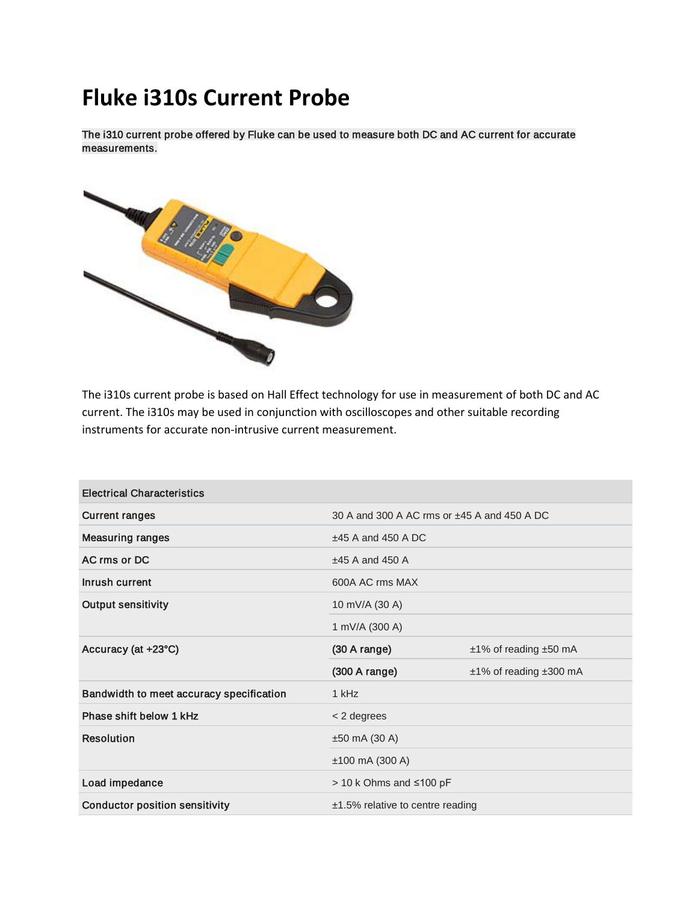# Fluke i310s Current Probe

The i310 current probe offered by Fluke can be used to measure both DC and AC current for accurate measurements.

The i310s current probe is based on Hall Effect technology for use in measurement of both DC and AC current. The i310s may be used in conjunction with oscilloscopes and other suitable recording instruments for accurate non-intrusive current measurement.

| Electrical Characteristics | | |
|---|---|---|
| Current ranges | 30 A and 300 A AC rms or ±45 A and 450 A DC | |
| Measuring ranges | ±45 A and 450 A DC | |
| AC rms or DC | ±45 A and 450 A | |
| Inrush current | 600A AC rms MAX | |
| Output sensitivity | 10 mV/A (30 A) | |
| | 1 mV/A (300 A) | |
| Accuracy (at +23°C) | (30 A range) | ±1% of reading ±50 mA |
| | (300 A range) | ±1% of reading ±300 mA |
| Bandwidth to meet accuracy specification | 1 kHz | |
| Phase shift below 1 kHz | < 2 degrees | |
| Resolution | ±50 mA (30 A) | |
| | ±100 mA (300 A) | |
| Load impedance | > 10 k Ohms and ≤100 pF | |
| Conductor position sensitivity | ±1.5% relative to centre reading | |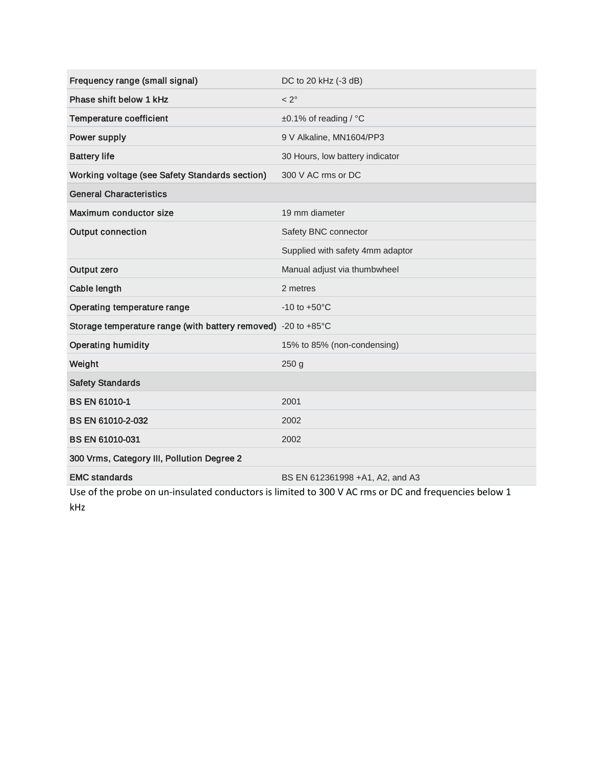| | |
|---|---|
| Frequency range (small signal) | DC to 20 kHz (-3 dB) |
| Phase shift below 1 kHz | < 2° |
| Temperature coefficient | ±0.1% of reading / °C |
| Power supply | 9 V Alkaline, MN1604/PP3 |
| Battery life | 30 Hours, low battery indicator |
| Working voltage (see Safety Standards section) | 300 V AC rms or DC |
| General Characteristics | |
| Maximum conductor size | 19 mm diameter |
| Output connection | Safety BNC connector |
| | Supplied with safety 4mm adaptor |
| Output zero | Manual adjust via thumbwheel |
| Cable length | 2 metres |
| Operating temperature range | -10 to +50°C |
| Storage temperature range (with battery removed) | -20 to +85°C |
| Operating humidity | 15% to 85% (non-condensing) |
| Weight | 250 g |
| Safety Standards | |
| BS EN 61010-1 | 2001 |
| BS EN 61010-2-032 | 2002 |
| BS EN 61010-031 | 2002 |
| 300 Vrms, Category III, Pollution Degree 2 | |
| EMC standards | BS EN 612361998 +A1, A2, and A3 |

Use of the probe on un-insulated conductors is limited to 300 V AC rms or DC and frequencies below 1 kHz